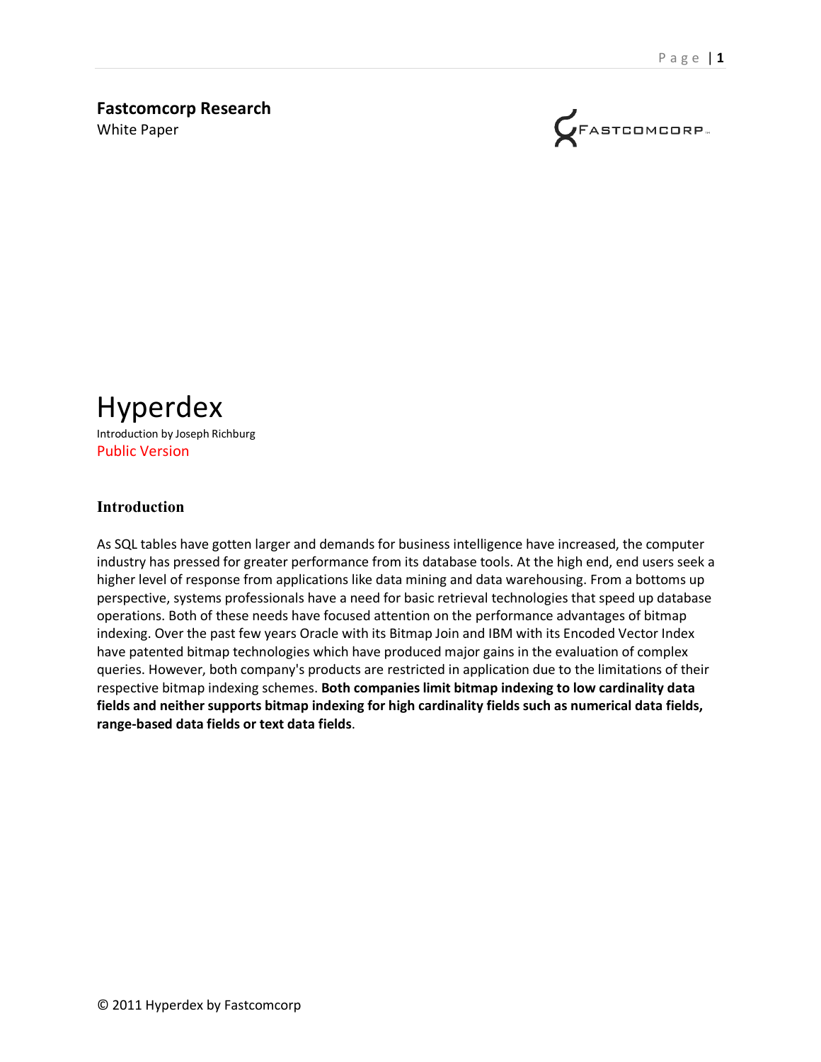**Fastcomcorp Research**
White Paper

# Hyperdex

Introduction by Joseph Richburg
Public Version

## Introduction

As SQL tables have gotten larger and demands for business intelligence have increased, the computer industry has pressed for greater performance from its database tools. At the high end, end users seek a higher level of response from applications like data mining and data warehousing. From a bottoms up perspective, systems professionals have a need for basic retrieval technologies that speed up database operations. Both of these needs have focused attention on the performance advantages of bitmap indexing. Over the past few years Oracle with its Bitmap Join and IBM with its Encoded Vector Index have patented bitmap technologies which have produced major gains in the evaluation of complex queries. However, both company's products are restricted in application due to the limitations of their respective bitmap indexing schemes. **Both companies limit bitmap indexing to low cardinality data fields and neither supports bitmap indexing for high cardinality fields such as numerical data fields, range-based data fields or text data fields**.

© 2011 Hyperdex by Fastcomcorp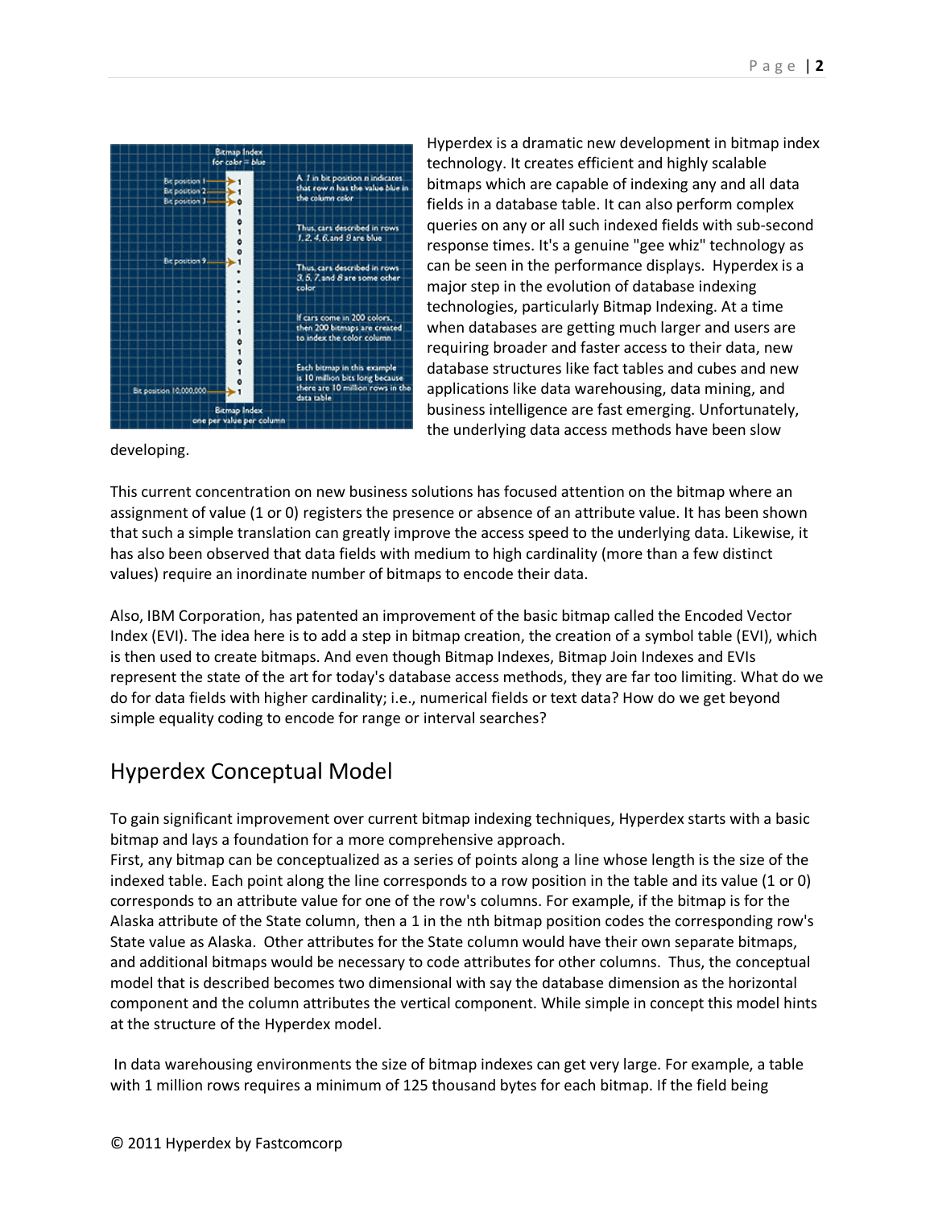Hyperdex is a dramatic new development in bitmap index technology. It creates efficient and highly scalable bitmaps which are capable of indexing any and all data fields in a database table. It can also perform complex queries on any or all such indexed fields with sub-second response times. It's a genuine "gee whiz" technology as can be seen in the performance displays. Hyperdex is a major step in the evolution of database indexing technologies, particularly Bitmap Indexing. At a time when databases are getting much larger and users are requiring broader and faster access to their data, new database structures like fact tables and cubes and new applications like data warehousing, data mining, and business intelligence are fast emerging. Unfortunately, the underlying data access methods have been slow developing.

This current concentration on new business solutions has focused attention on the bitmap where an assignment of value (1 or 0) registers the presence or absence of an attribute value. It has been shown that such a simple translation can greatly improve the access speed to the underlying data. Likewise, it has also been observed that data fields with medium to high cardinality (more than a few distinct values) require an inordinate number of bitmaps to encode their data.

Also, IBM Corporation, has patented an improvement of the basic bitmap called the Encoded Vector Index (EVI). The idea here is to add a step in bitmap creation, the creation of a symbol table (EVI), which is then used to create bitmaps. And even though Bitmap Indexes, Bitmap Join Indexes and EVIs represent the state of the art for today's database access methods, they are far too limiting. What do we do for data fields with higher cardinality; i.e., numerical fields or text data? How do we get beyond simple equality coding to encode for range or interval searches?

## Hyperdex Conceptual Model

To gain significant improvement over current bitmap indexing techniques, Hyperdex starts with a basic bitmap and lays a foundation for a more comprehensive approach.
First, any bitmap can be conceptualized as a series of points along a line whose length is the size of the indexed table. Each point along the line corresponds to a row position in the table and its value (1 or 0) corresponds to an attribute value for one of the row's columns. For example, if the bitmap is for the Alaska attribute of the State column, then a 1 in the nth bitmap position codes the corresponding row's State value as Alaska. Other attributes for the State column would have their own separate bitmaps, and additional bitmaps would be necessary to code attributes for other columns. Thus, the conceptual model that is described becomes two dimensional with say the database dimension as the horizontal component and the column attributes the vertical component. While simple in concept this model hints at the structure of the Hyperdex model.

In data warehousing environments the size of bitmap indexes can get very large. For example, a table with 1 million rows requires a minimum of 125 thousand bytes for each bitmap. If the field being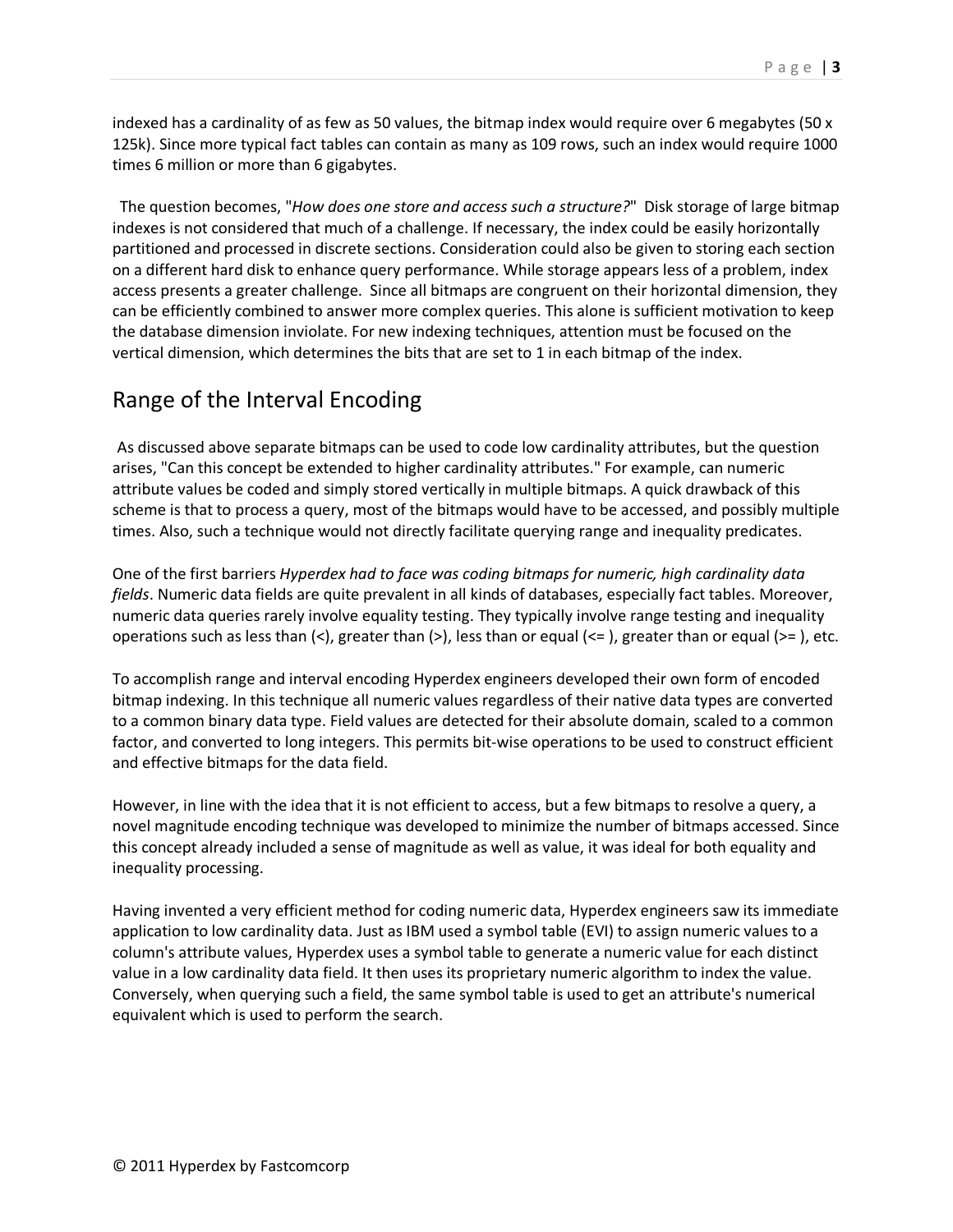indexed has a cardinality of as few as 50 values, the bitmap index would require over 6 megabytes (50 x 125k). Since more typical fact tables can contain as many as 109 rows, such an index would require 1000 times 6 million or more than 6 gigabytes.

The question becomes, "*How does one store and access such a structure?*" Disk storage of large bitmap indexes is not considered that much of a challenge. If necessary, the index could be easily horizontally partitioned and processed in discrete sections. Consideration could also be given to storing each section on a different hard disk to enhance query performance. While storage appears less of a problem, index access presents a greater challenge. Since all bitmaps are congruent on their horizontal dimension, they can be efficiently combined to answer more complex queries. This alone is sufficient motivation to keep the database dimension inviolate. For new indexing techniques, attention must be focused on the vertical dimension, which determines the bits that are set to 1 in each bitmap of the index.

## Range of the Interval Encoding

As discussed above separate bitmaps can be used to code low cardinality attributes, but the question arises, "Can this concept be extended to higher cardinality attributes." For example, can numeric attribute values be coded and simply stored vertically in multiple bitmaps. A quick drawback of this scheme is that to process a query, most of the bitmaps would have to be accessed, and possibly multiple times. Also, such a technique would not directly facilitate querying range and inequality predicates.

One of the first barriers *Hyperdex had to face was coding bitmaps for numeric, high cardinality data fields*. Numeric data fields are quite prevalent in all kinds of databases, especially fact tables. Moreover, numeric data queries rarely involve equality testing. They typically involve range testing and inequality operations such as less than (<), greater than (>), less than or equal (<= ), greater than or equal (>= ), etc.

To accomplish range and interval encoding Hyperdex engineers developed their own form of encoded bitmap indexing. In this technique all numeric values regardless of their native data types are converted to a common binary data type. Field values are detected for their absolute domain, scaled to a common factor, and converted to long integers. This permits bit-wise operations to be used to construct efficient and effective bitmaps for the data field.

However, in line with the idea that it is not efficient to access, but a few bitmaps to resolve a query, a novel magnitude encoding technique was developed to minimize the number of bitmaps accessed. Since this concept already included a sense of magnitude as well as value, it was ideal for both equality and inequality processing.

Having invented a very efficient method for coding numeric data, Hyperdex engineers saw its immediate application to low cardinality data. Just as IBM used a symbol table (EVI) to assign numeric values to a column's attribute values, Hyperdex uses a symbol table to generate a numeric value for each distinct value in a low cardinality data field. It then uses its proprietary numeric algorithm to index the value. Conversely, when querying such a field, the same symbol table is used to get an attribute's numerical equivalent which is used to perform the search.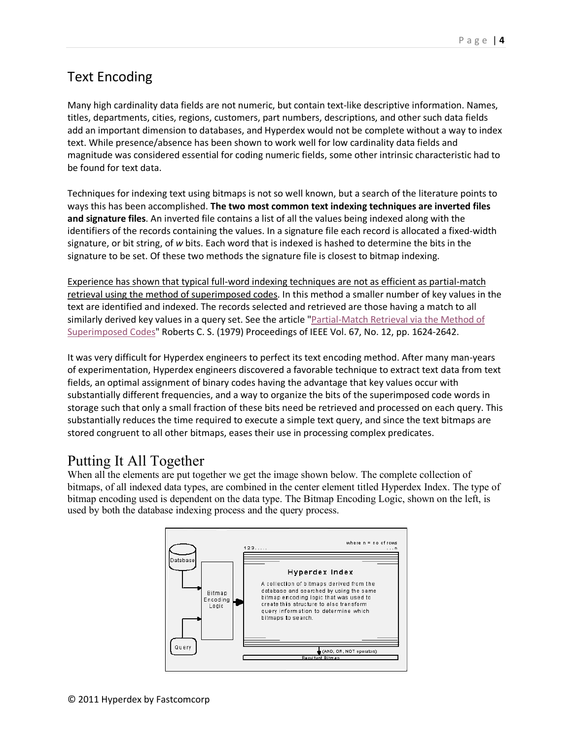## Text Encoding

Many high cardinality data fields are not numeric, but contain text-like descriptive information. Names, titles, departments, cities, regions, customers, part numbers, descriptions, and other such data fields add an important dimension to databases, and Hyperdex would not be complete without a way to index text. While presence/absence has been shown to work well for low cardinality data fields and magnitude was considered essential for coding numeric fields, some other intrinsic characteristic had to be found for text data.

Techniques for indexing text using bitmaps is not so well known, but a search of the literature points to ways this has been accomplished. **The two most common text indexing techniques are inverted files and signature files**. An inverted file contains a list of all the values being indexed along with the identifiers of the records containing the values. In a signature file each record is allocated a fixed-width signature, or bit string, of *w* bits. Each word that is indexed is hashed to determine the bits in the signature to be set. Of these two methods the signature file is closest to bitmap indexing.

Experience has shown that typical full-word indexing techniques are not as efficient as partial-match retrieval using the method of superimposed codes. In this method a smaller number of key values in the text are identified and indexed. The records selected and retrieved are those having a match to all similarly derived key values in a query set. See the article "Partial-Match Retrieval via the Method of Superimposed Codes" Roberts C. S. (1979) Proceedings of IEEE Vol. 67, No. 12, pp. 1624-2642.

It was very difficult for Hyperdex engineers to perfect its text encoding method. After many man-years of experimentation, Hyperdex engineers discovered a favorable technique to extract text data from text fields, an optimal assignment of binary codes having the advantage that key values occur with substantially different frequencies, and a way to organize the bits of the superimposed code words in storage such that only a small fraction of these bits need be retrieved and processed on each query. This substantially reduces the time required to execute a simple text query, and since the text bitmaps are stored congruent to all other bitmaps, eases their use in processing complex predicates.

## Putting It All Together

When all the elements are put together we get the image shown below. The complete collection of bitmaps, of all indexed data types, are combined in the center element titled Hyperdex Index. The type of bitmap encoding used is dependent on the data type. The Bitmap Encoding Logic, shown on the left, is used by both the database indexing process and the query process.

Database | Bitmap Encoding Logic | Query

123..... ...n (where n = no of rows)

Hyperdex Index

A collection of bitmaps derived from the database and searched by using the same bitmap encoding logic that was used to create this structure to also transform query information to determine which bitmaps to search.

(AND, OR, NOT operators)

Resultant Bitmap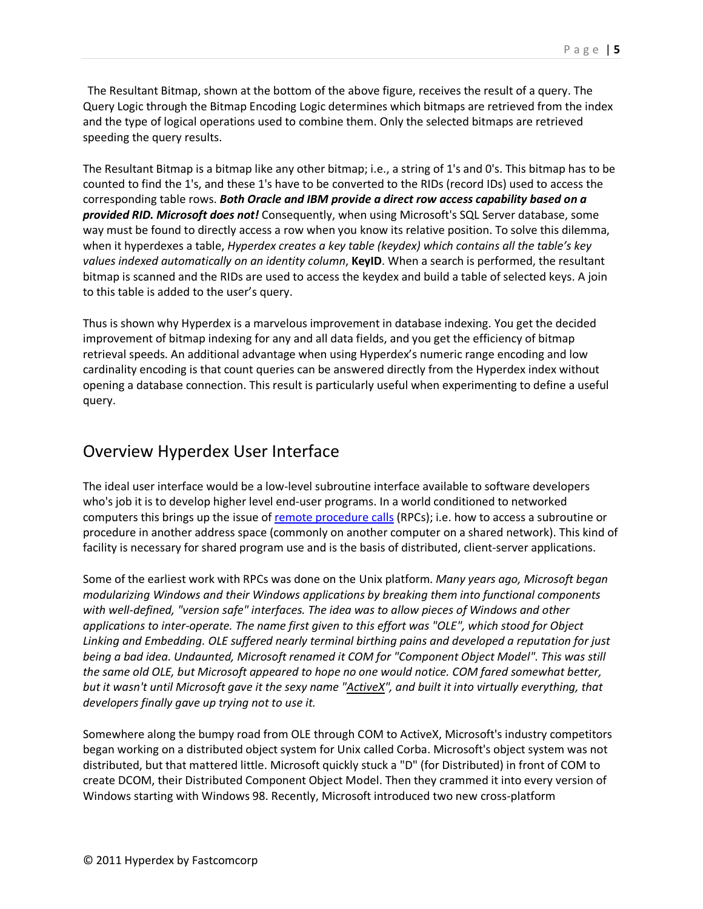The Resultant Bitmap, shown at the bottom of the above figure, receives the result of a query. The Query Logic through the Bitmap Encoding Logic determines which bitmaps are retrieved from the index and the type of logical operations used to combine them. Only the selected bitmaps are retrieved speeding the query results.

The Resultant Bitmap is a bitmap like any other bitmap; i.e., a string of 1's and 0's. This bitmap has to be counted to find the 1's, and these 1's have to be converted to the RIDs (record IDs) used to access the corresponding table rows. ***Both Oracle and IBM provide a direct row access capability based on a provided RID. Microsoft does not!*** Consequently, when using Microsoft's SQL Server database, some way must be found to directly access a row when you know its relative position. To solve this dilemma, when it hyperdexes a table, *Hyperdex creates a key table (keydex) which contains all the table's key values indexed automatically on an identity column*, **KeyID**. When a search is performed, the resultant bitmap is scanned and the RIDs are used to access the keydex and build a table of selected keys. A join to this table is added to the user's query.

Thus is shown why Hyperdex is a marvelous improvement in database indexing. You get the decided improvement of bitmap indexing for any and all data fields, and you get the efficiency of bitmap retrieval speeds. An additional advantage when using Hyperdex's numeric range encoding and low cardinality encoding is that count queries can be answered directly from the Hyperdex index without opening a database connection. This result is particularly useful when experimenting to define a useful query.

## Overview Hyperdex User Interface

The ideal user interface would be a low-level subroutine interface available to software developers who's job it is to develop higher level end-user programs. In a world conditioned to networked computers this brings up the issue of remote procedure calls (RPCs); i.e. how to access a subroutine or procedure in another address space (commonly on another computer on a shared network). This kind of facility is necessary for shared program use and is the basis of distributed, client-server applications.

Some of the earliest work with RPCs was done on the Unix platform. *Many years ago, Microsoft began modularizing Windows and their Windows applications by breaking them into functional components with well-defined, "version safe" interfaces. The idea was to allow pieces of Windows and other applications to inter-operate. The name first given to this effort was "OLE", which stood for Object Linking and Embedding. OLE suffered nearly terminal birthing pains and developed a reputation for just being a bad idea. Undaunted, Microsoft renamed it COM for "Component Object Model". This was still the same old OLE, but Microsoft appeared to hope no one would notice. COM fared somewhat better, but it wasn't until Microsoft gave it the sexy name "ActiveX", and built it into virtually everything, that developers finally gave up trying not to use it.*

Somewhere along the bumpy road from OLE through COM to ActiveX, Microsoft's industry competitors began working on a distributed object system for Unix called Corba. Microsoft's object system was not distributed, but that mattered little. Microsoft quickly stuck a "D" (for Distributed) in front of COM to create DCOM, their Distributed Component Object Model. Then they crammed it into every version of Windows starting with Windows 98. Recently, Microsoft introduced two new cross-platform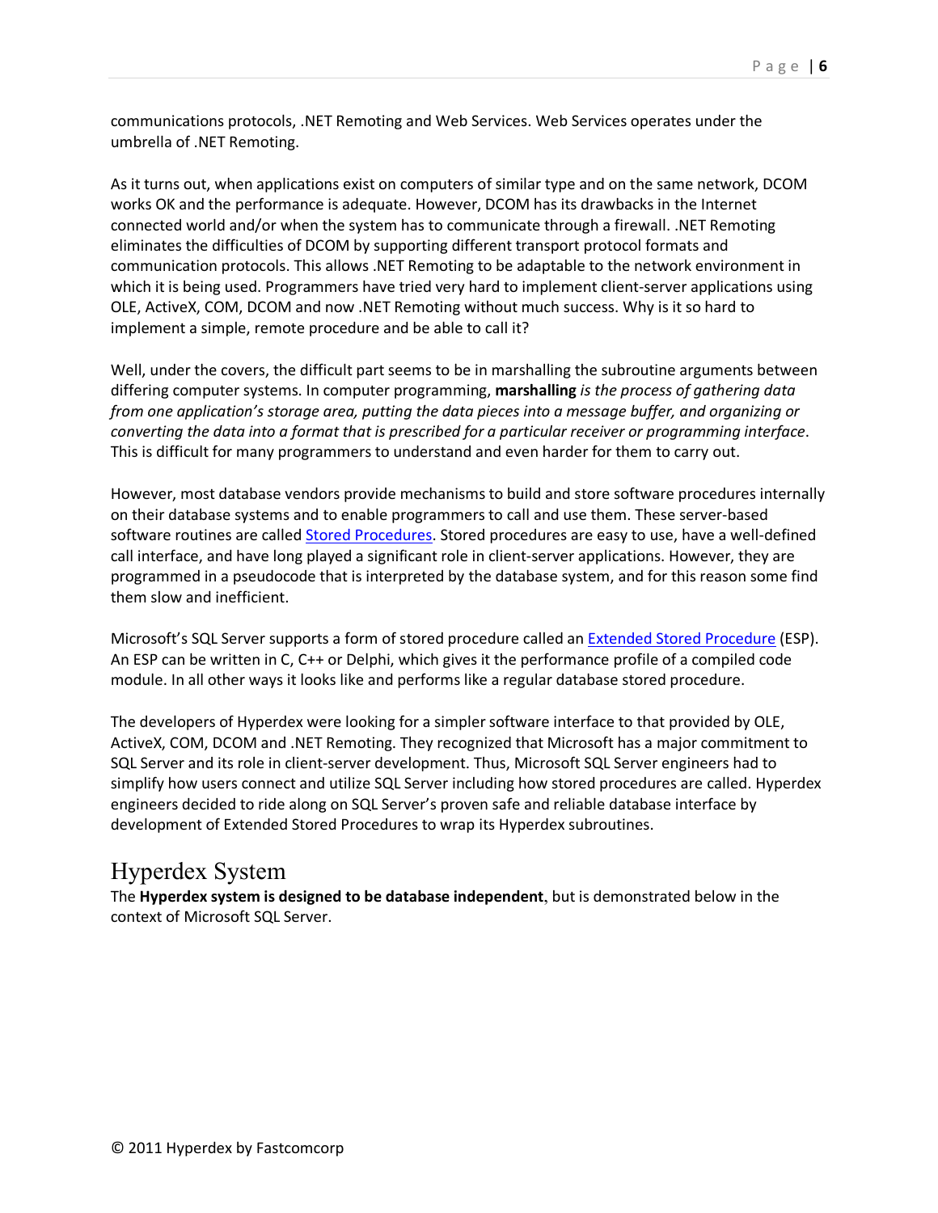communications protocols, .NET Remoting and Web Services. Web Services operates under the umbrella of .NET Remoting.

As it turns out, when applications exist on computers of similar type and on the same network, DCOM works OK and the performance is adequate. However, DCOM has its drawbacks in the Internet connected world and/or when the system has to communicate through a firewall. .NET Remoting eliminates the difficulties of DCOM by supporting different transport protocol formats and communication protocols. This allows .NET Remoting to be adaptable to the network environment in which it is being used. Programmers have tried very hard to implement client-server applications using OLE, ActiveX, COM, DCOM and now .NET Remoting without much success. Why is it so hard to implement a simple, remote procedure and be able to call it?

Well, under the covers, the difficult part seems to be in marshalling the subroutine arguments between differing computer systems. In computer programming, **marshalling** *is the process of gathering data from one application's storage area, putting the data pieces into a message buffer, and organizing or converting the data into a format that is prescribed for a particular receiver or programming interface*. This is difficult for many programmers to understand and even harder for them to carry out.

However, most database vendors provide mechanisms to build and store software procedures internally on their database systems and to enable programmers to call and use them. These server-based software routines are called Stored Procedures. Stored procedures are easy to use, have a well-defined call interface, and have long played a significant role in client-server applications. However, they are programmed in a pseudocode that is interpreted by the database system, and for this reason some find them slow and inefficient.

Microsoft's SQL Server supports a form of stored procedure called an Extended Stored Procedure (ESP). An ESP can be written in C, C++ or Delphi, which gives it the performance profile of a compiled code module. In all other ways it looks like and performs like a regular database stored procedure.

The developers of Hyperdex were looking for a simpler software interface to that provided by OLE, ActiveX, COM, DCOM and .NET Remoting. They recognized that Microsoft has a major commitment to SQL Server and its role in client-server development. Thus, Microsoft SQL Server engineers had to simplify how users connect and utilize SQL Server including how stored procedures are called. Hyperdex engineers decided to ride along on SQL Server's proven safe and reliable database interface by development of Extended Stored Procedures to wrap its Hyperdex subroutines.

## Hyperdex System

The **Hyperdex system is designed to be database independent**, but is demonstrated below in the context of Microsoft SQL Server.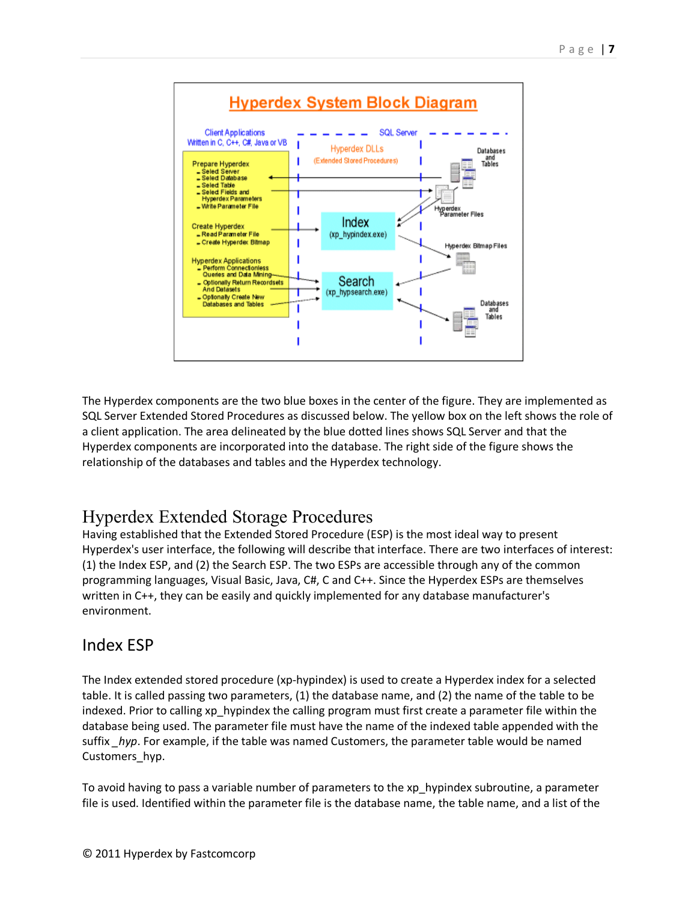The Hyperdex components are the two blue boxes in the center of the figure. They are implemented as SQL Server Extended Stored Procedures as discussed below. The yellow box on the left shows the role of a client application. The area delineated by the blue dotted lines shows SQL Server and that the Hyperdex components are incorporated into the database. The right side of the figure shows the relationship of the databases and tables and the Hyperdex technology.

# Hyperdex Extended Storage Procedures

Having established that the Extended Stored Procedure (ESP) is the most ideal way to present Hyperdex's user interface, the following will describe that interface. There are two interfaces of interest: (1) the Index ESP, and (2) the Search ESP. The two ESPs are accessible through any of the common programming languages, Visual Basic, Java, C#, C and C++. Since the Hyperdex ESPs are themselves written in C++, they can be easily and quickly implemented for any database manufacturer's environment.

## Index ESP

The Index extended stored procedure (xp-hypindex) is used to create a Hyperdex index for a selected table. It is called passing two parameters, (1) the database name, and (2) the name of the table to be indexed. Prior to calling xp_hypindex the calling program must first create a parameter file within the database being used. The parameter file must have the name of the indexed table appended with the suffix *_hyp*. For example, if the table was named Customers, the parameter table would be named Customers_hyp.

To avoid having to pass a variable number of parameters to the xp_hypindex subroutine, a parameter file is used. Identified within the parameter file is the database name, the table name, and a list of the

© 2011 Hyperdex by Fastcomcorp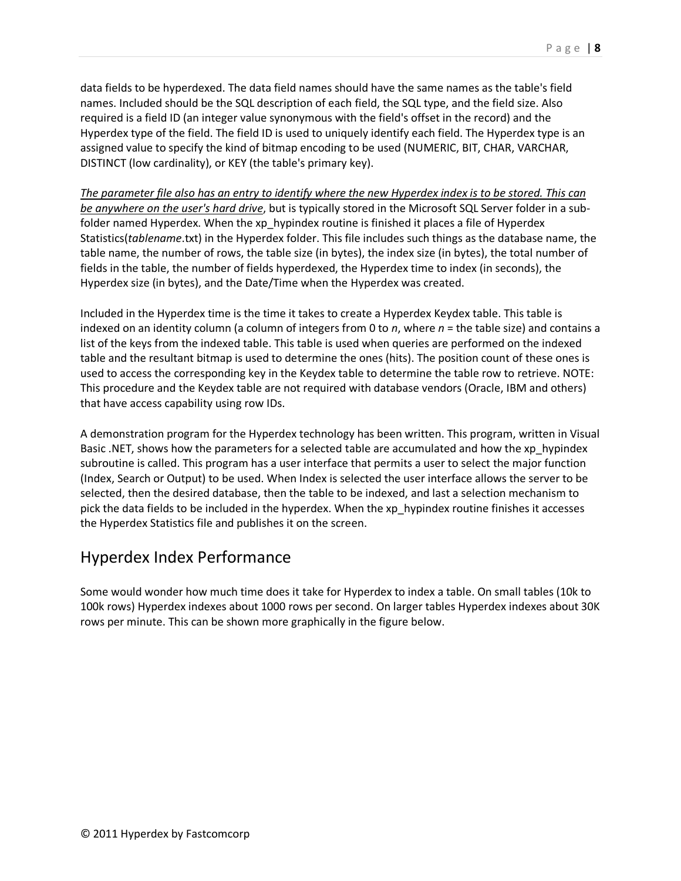data fields to be hyperdexed. The data field names should have the same names as the table's field names. Included should be the SQL description of each field, the SQL type, and the field size. Also required is a field ID (an integer value synonymous with the field's offset in the record) and the Hyperdex type of the field. The field ID is used to uniquely identify each field. The Hyperdex type is an assigned value to specify the kind of bitmap encoding to be used (NUMERIC, BIT, CHAR, VARCHAR, DISTINCT (low cardinality), or KEY (the table's primary key).

*The parameter file also has an entry to identify where the new Hyperdex index is to be stored. This can be anywhere on the user's hard drive*, but is typically stored in the Microsoft SQL Server folder in a sub-folder named Hyperdex. When the xp_hypindex routine is finished it places a file of Hyperdex Statistics(*tablename*.txt) in the Hyperdex folder. This file includes such things as the database name, the table name, the number of rows, the table size (in bytes), the index size (in bytes), the total number of fields in the table, the number of fields hyperdexed, the Hyperdex time to index (in seconds), the Hyperdex size (in bytes), and the Date/Time when the Hyperdex was created.

Included in the Hyperdex time is the time it takes to create a Hyperdex Keydex table. This table is indexed on an identity column (a column of integers from 0 to *n*, where *n* = the table size) and contains a list of the keys from the indexed table. This table is used when queries are performed on the indexed table and the resultant bitmap is used to determine the ones (hits). The position count of these ones is used to access the corresponding key in the Keydex table to determine the table row to retrieve. NOTE: This procedure and the Keydex table are not required with database vendors (Oracle, IBM and others) that have access capability using row IDs.

A demonstration program for the Hyperdex technology has been written. This program, written in Visual Basic .NET, shows how the parameters for a selected table are accumulated and how the xp_hypindex subroutine is called. This program has a user interface that permits a user to select the major function (Index, Search or Output) to be used. When Index is selected the user interface allows the server to be selected, then the desired database, then the table to be indexed, and last a selection mechanism to pick the data fields to be included in the hyperdex. When the xp_hypindex routine finishes it accesses the Hyperdex Statistics file and publishes it on the screen.

## Hyperdex Index Performance

Some would wonder how much time does it take for Hyperdex to index a table. On small tables (10k to 100k rows) Hyperdex indexes about 1000 rows per second. On larger tables Hyperdex indexes about 30K rows per minute. This can be shown more graphically in the figure below.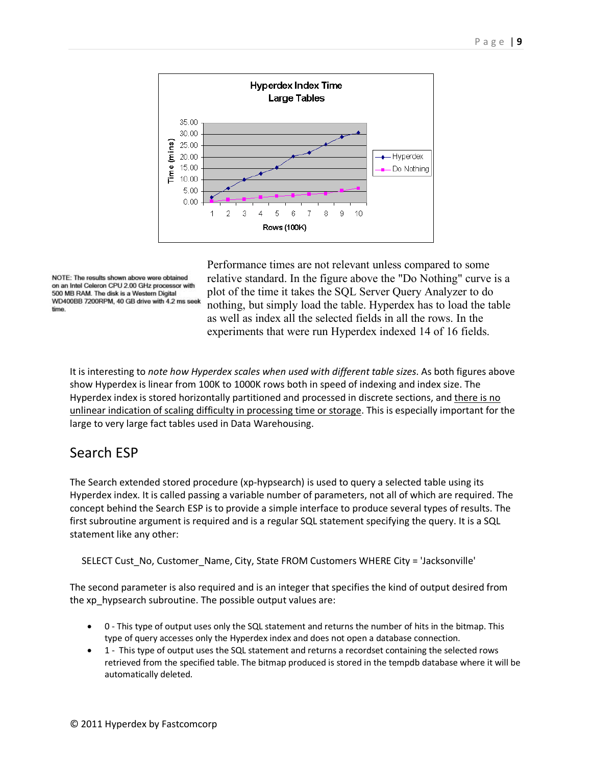NOTE: The results shown above were obtained on an Intel Celeron CPU 2.00 GHz processor with 500 MB RAM. The disk is a Western Digital WD400BB 7200RPM, 40 GB drive with 4.2 ms seek time.

Performance times are not relevant unless compared to some relative standard. In the figure above the "Do Nothing" curve is a plot of the time it takes the SQL Server Query Analyzer to do nothing, but simply load the table. Hyperdex has to load the table as well as index all the selected fields in all the rows. In the experiments that were run Hyperdex indexed 14 of 16 fields.

It is interesting to *note how Hyperdex scales when used with different table sizes*. As both figures above show Hyperdex is linear from 100K to 1000K rows both in speed of indexing and index size. The Hyperdex index is stored horizontally partitioned and processed in discrete sections, and there is no unlinear indication of scaling difficulty in processing time or storage. This is especially important for the large to very large fact tables used in Data Warehousing.

## Search ESP

The Search extended stored procedure (xp-hypsearch) is used to query a selected table using its Hyperdex index. It is called passing a variable number of parameters, not all of which are required. The concept behind the Search ESP is to provide a simple interface to produce several types of results. The first subroutine argument is required and is a regular SQL statement specifying the query. It is a SQL statement like any other:

```
SELECT Cust_No, Customer_Name, City, State FROM Customers WHERE City = 'Jacksonville'
```

The second parameter is also required and is an integer that specifies the kind of output desired from the xp_hypsearch subroutine. The possible output values are:

- 0 - This type of output uses only the SQL statement and returns the number of hits in the bitmap. This type of query accesses only the Hyperdex index and does not open a database connection.
- 1 - This type of output uses the SQL statement and returns a recordset containing the selected rows retrieved from the specified table. The bitmap produced is stored in the tempdb database where it will be automatically deleted.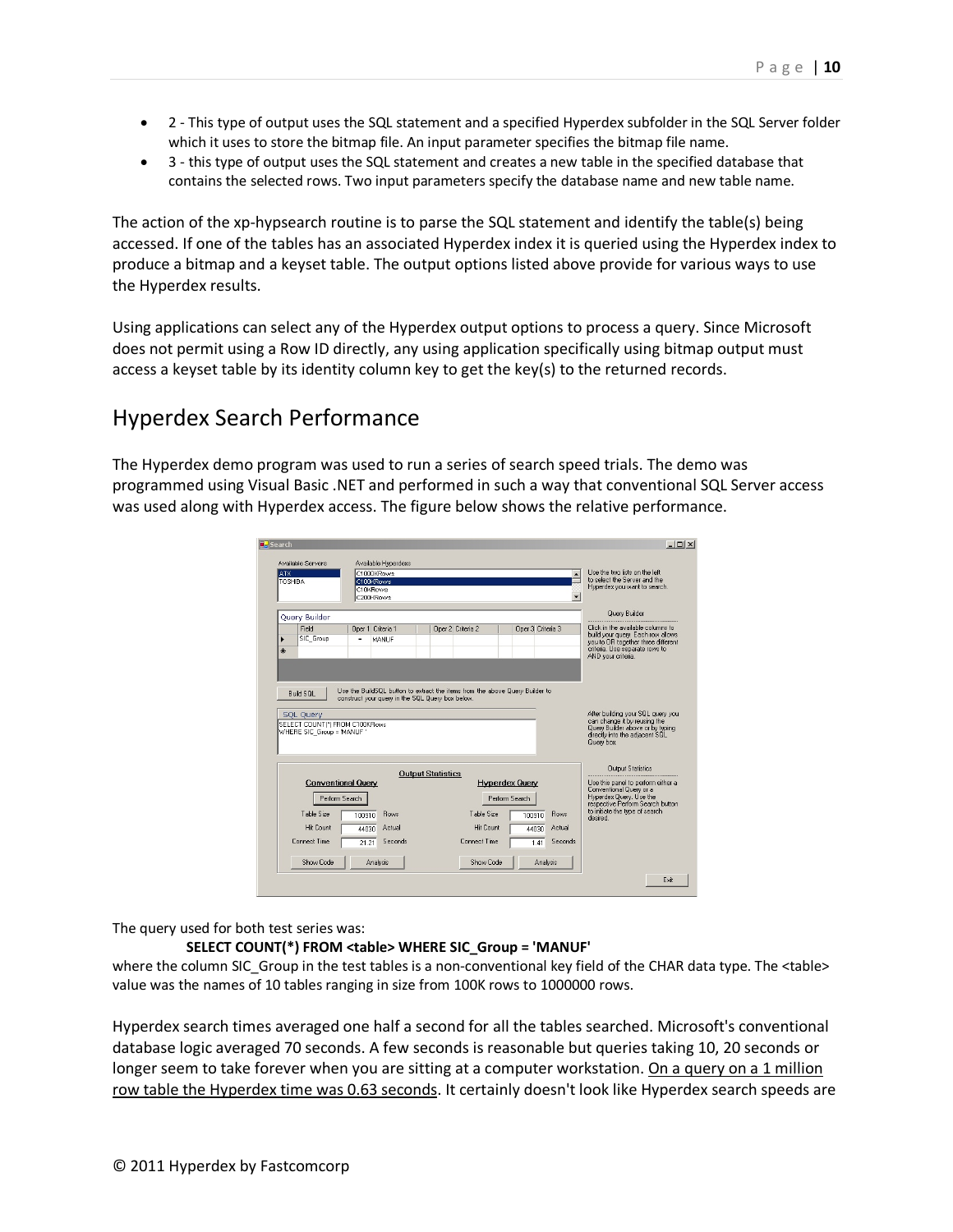- 2 - This type of output uses the SQL statement and a specified Hyperdex subfolder in the SQL Server folder which it uses to store the bitmap file. An input parameter specifies the bitmap file name.
- 3 - this type of output uses the SQL statement and creates a new table in the specified database that contains the selected rows. Two input parameters specify the database name and new table name.

The action of the xp-hypsearch routine is to parse the SQL statement and identify the table(s) being accessed. If one of the tables has an associated Hyperdex index it is queried using the Hyperdex index to produce a bitmap and a keyset table. The output options listed above provide for various ways to use the Hyperdex results.

Using applications can select any of the Hyperdex output options to process a query. Since Microsoft does not permit using a Row ID directly, any using application specifically using bitmap output must access a keyset table by its identity column key to get the key(s) to the returned records.

## Hyperdex Search Performance

The Hyperdex demo program was used to run a series of search speed trials. The demo was programmed using Visual Basic .NET and performed in such a way that conventional SQL Server access was used along with Hyperdex access. The figure below shows the relative performance.

The query used for both test series was:

**SELECT COUNT(*) FROM <table> WHERE SIC_Group = 'MANUF'**

where the column SIC_Group in the test tables is a non-conventional key field of the CHAR data type. The <table> value was the names of 10 tables ranging in size from 100K rows to 1000000 rows.

Hyperdex search times averaged one half a second for all the tables searched. Microsoft's conventional database logic averaged 70 seconds. A few seconds is reasonable but queries taking 10, 20 seconds or longer seem to take forever when you are sitting at a computer workstation. On a query on a 1 million row table the Hyperdex time was 0.63 seconds. It certainly doesn't look like Hyperdex search speeds are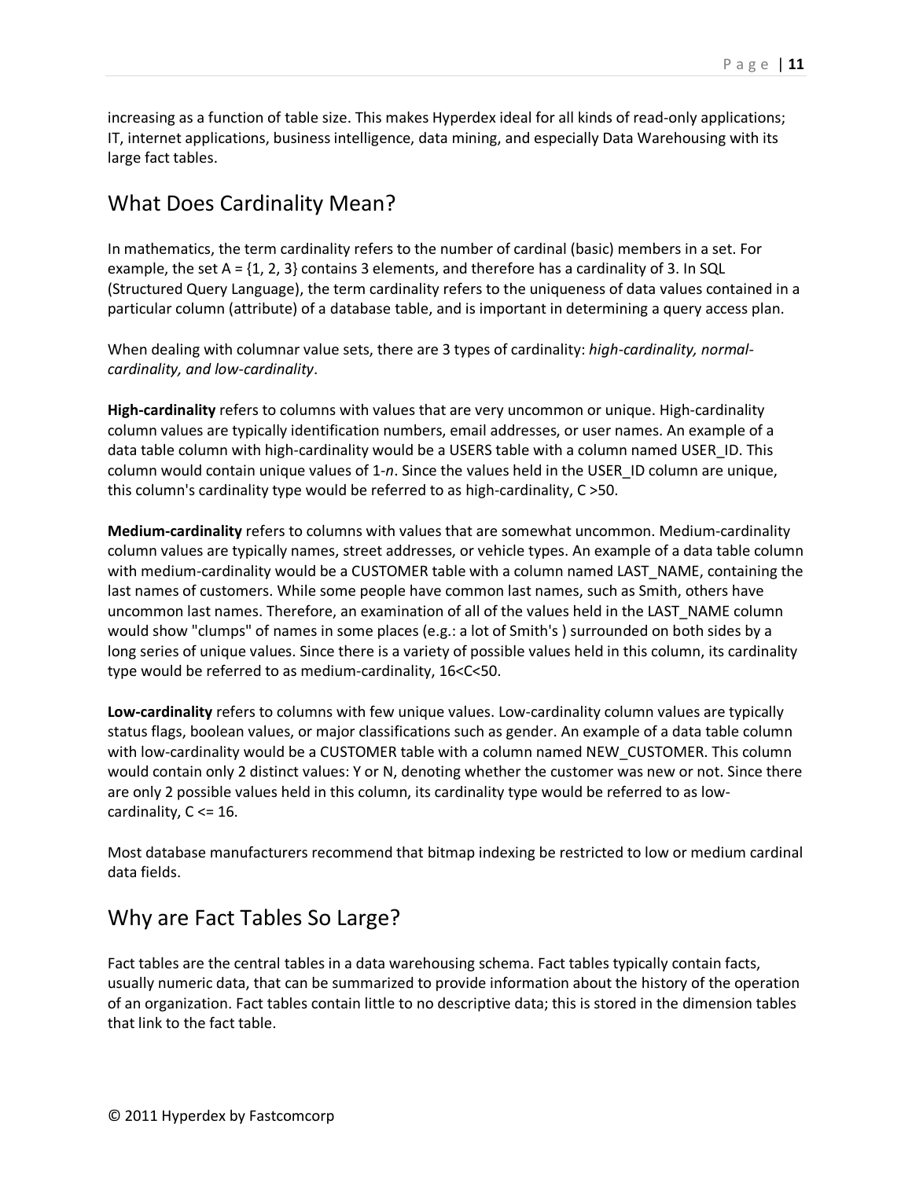increasing as a function of table size. This makes Hyperdex ideal for all kinds of read-only applications; IT, internet applications, business intelligence, data mining, and especially Data Warehousing with its large fact tables.

## What Does Cardinality Mean?

In mathematics, the term cardinality refers to the number of cardinal (basic) members in a set. For example, the set A = {1, 2, 3} contains 3 elements, and therefore has a cardinality of 3. In SQL (Structured Query Language), the term cardinality refers to the uniqueness of data values contained in a particular column (attribute) of a database table, and is important in determining a query access plan.

When dealing with columnar value sets, there are 3 types of cardinality: *high-cardinality, normal-cardinality, and low-cardinality*.

**High-cardinality** refers to columns with values that are very uncommon or unique. High-cardinality column values are typically identification numbers, email addresses, or user names. An example of a data table column with high-cardinality would be a USERS table with a column named USER_ID. This column would contain unique values of 1-*n*. Since the values held in the USER_ID column are unique, this column's cardinality type would be referred to as high-cardinality, $C > 50$.

**Medium-cardinality** refers to columns with values that are somewhat uncommon. Medium-cardinality column values are typically names, street addresses, or vehicle types. An example of a data table column with medium-cardinality would be a CUSTOMER table with a column named LAST_NAME, containing the last names of customers. While some people have common last names, such as Smith, others have uncommon last names. Therefore, an examination of all of the values held in the LAST_NAME column would show "clumps" of names in some places (e.g.: a lot of Smith's ) surrounded on both sides by a long series of unique values. Since there is a variety of possible values held in this column, its cardinality type would be referred to as medium-cardinality, $16 < C < 50$.

**Low-cardinality** refers to columns with few unique values. Low-cardinality column values are typically status flags, boolean values, or major classifications such as gender. An example of a data table column with low-cardinality would be a CUSTOMER table with a column named NEW_CUSTOMER. This column would contain only 2 distinct values: Y or N, denoting whether the customer was new or not. Since there are only 2 possible values held in this column, its cardinality type would be referred to as low-cardinality, $C <= 16$.

Most database manufacturers recommend that bitmap indexing be restricted to low or medium cardinal data fields.

## Why are Fact Tables So Large?

Fact tables are the central tables in a data warehousing schema. Fact tables typically contain facts, usually numeric data, that can be summarized to provide information about the history of the operation of an organization. Fact tables contain little to no descriptive data; this is stored in the dimension tables that link to the fact table.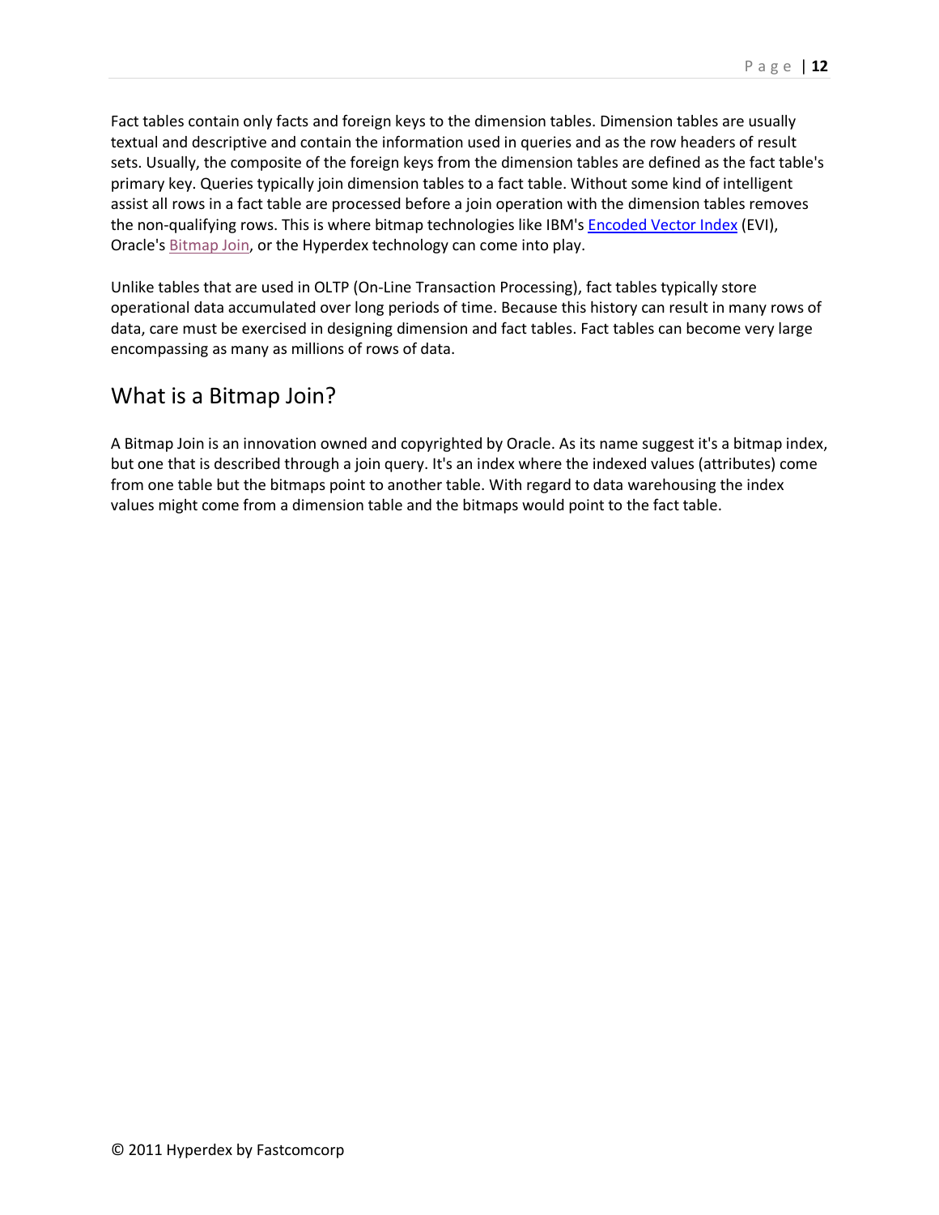Fact tables contain only facts and foreign keys to the dimension tables. Dimension tables are usually textual and descriptive and contain the information used in queries and as the row headers of result sets. Usually, the composite of the foreign keys from the dimension tables are defined as the fact table's primary key. Queries typically join dimension tables to a fact table. Without some kind of intelligent assist all rows in a fact table are processed before a join operation with the dimension tables removes the non-qualifying rows. This is where bitmap technologies like IBM's Encoded Vector Index (EVI), Oracle's Bitmap Join, or the Hyperdex technology can come into play.

Unlike tables that are used in OLTP (On-Line Transaction Processing), fact tables typically store operational data accumulated over long periods of time. Because this history can result in many rows of data, care must be exercised in designing dimension and fact tables. Fact tables can become very large encompassing as many as millions of rows of data.

## What is a Bitmap Join?

A Bitmap Join is an innovation owned and copyrighted by Oracle. As its name suggest it's a bitmap index, but one that is described through a join query. It's an index where the indexed values (attributes) come from one table but the bitmaps point to another table. With regard to data warehousing the index values might come from a dimension table and the bitmaps would point to the fact table.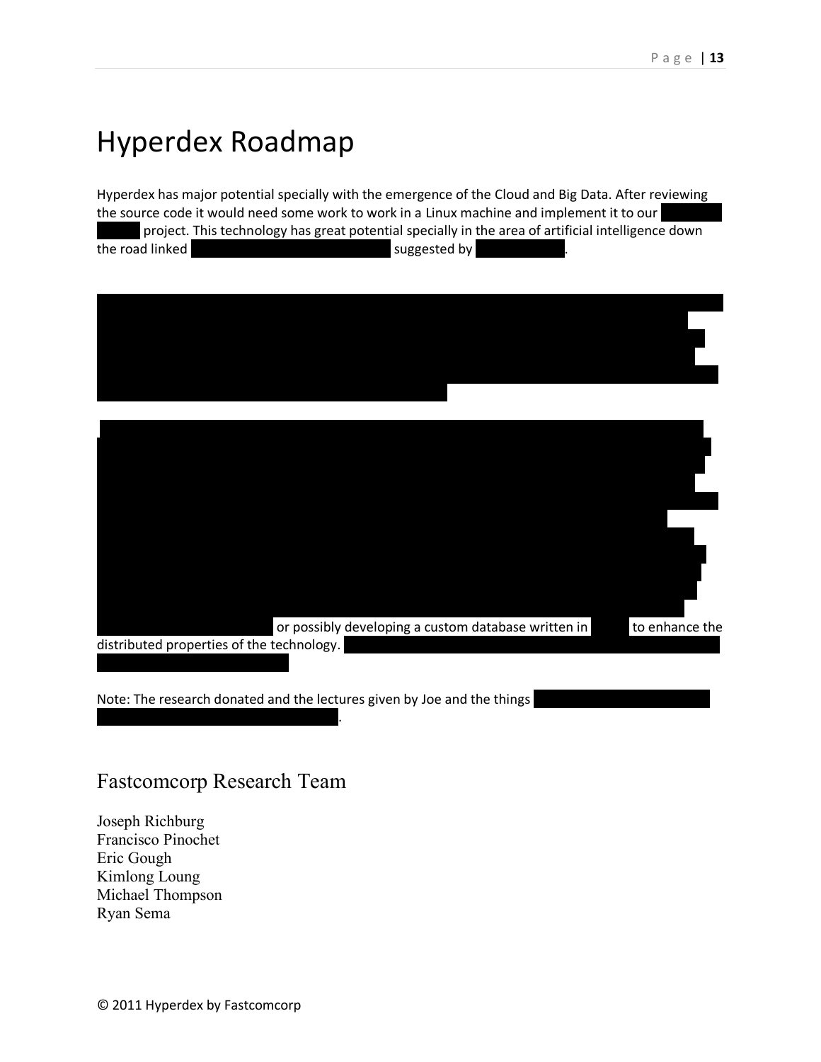# Hyperdex Roadmap

Hyperdex has major potential specially with the emergence of the Cloud and Big Data. After reviewing the source code it would need some work to work in a Linux machine and implement it to our project. This technology has great potential specially in the area of artificial intelligence down the road linked suggested by .

or possibly developing a custom database written in to enhance the distributed properties of the technology.

Note: The research donated and the lectures given by Joe and the things .

## Fastcomcorp Research Team

Joseph Richburg
Francisco Pinochet
Eric Gough
Kimlong Loung
Michael Thompson
Ryan Sema

© 2011 Hyperdex by Fastcomcorp